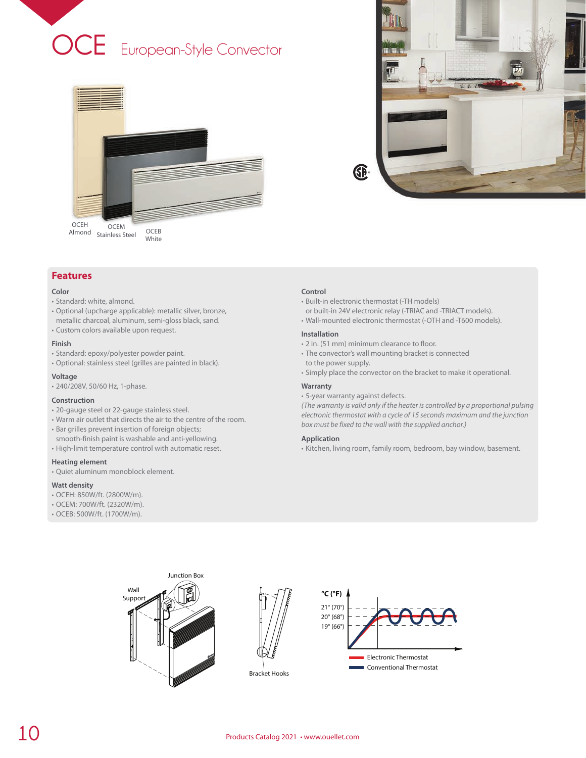# OCE European-Style Convector

OCEH Almond  
OCEM Stainless Steel  
OCEB White

## Features

### Color
- Standard: white, almond.
- Optional (upcharge applicable): metallic silver, bronze, metallic charcoal, aluminum, semi-gloss black, sand.
- Custom colors available upon request.

### Finish
- Standard: epoxy/polyester powder paint.
- Optional: stainless steel (grilles are painted in black).

### Voltage
- 240/208V, 50/60 Hz, 1-phase.

### Construction
- 20-gauge steel or 22-gauge stainless steel.
- Warm air outlet that directs the air to the centre of the room.
- Bar grilles prevent insertion of foreign objects; smooth-finish paint is washable and anti-yellowing.
- High-limit temperature control with automatic reset.

### Heating element
- Quiet aluminum monoblock element.

### Watt density
- OCEH: 850W/ft. (2800W/m).
- OCEM: 700W/ft. (2320W/m).
- OCEB: 500W/ft. (1700W/m).

### Control
- Built-in electronic thermostat (-TH models) or built-in 24V electronic relay (-TRIAC and -TRIACT models).
- Wall-mounted electronic thermostat (-OTH and -T600 models).

### Installation
- 2 in. (51 mm) minimum clearance to floor.
- The convector's wall mounting bracket is connected to the power supply.
- Simply place the convector on the bracket to make it operational.

### Warranty
- 5-year warranty against defects.

*(The warranty is valid only if the heater is controlled by a proportional pulsing electronic thermostat with a cycle of 15 seconds maximum and the junction box must be fixed to the wall with the supplied anchor.)*

### Application
- Kitchen, living room, family room, bedroom, bay window, basement.

Junction Box  
Wall Support  
Bracket Hooks

°C (°F)  
21° (70°)  
20° (68°)  
19° (66°)  
Electronic Thermostat  
Conventional Thermostat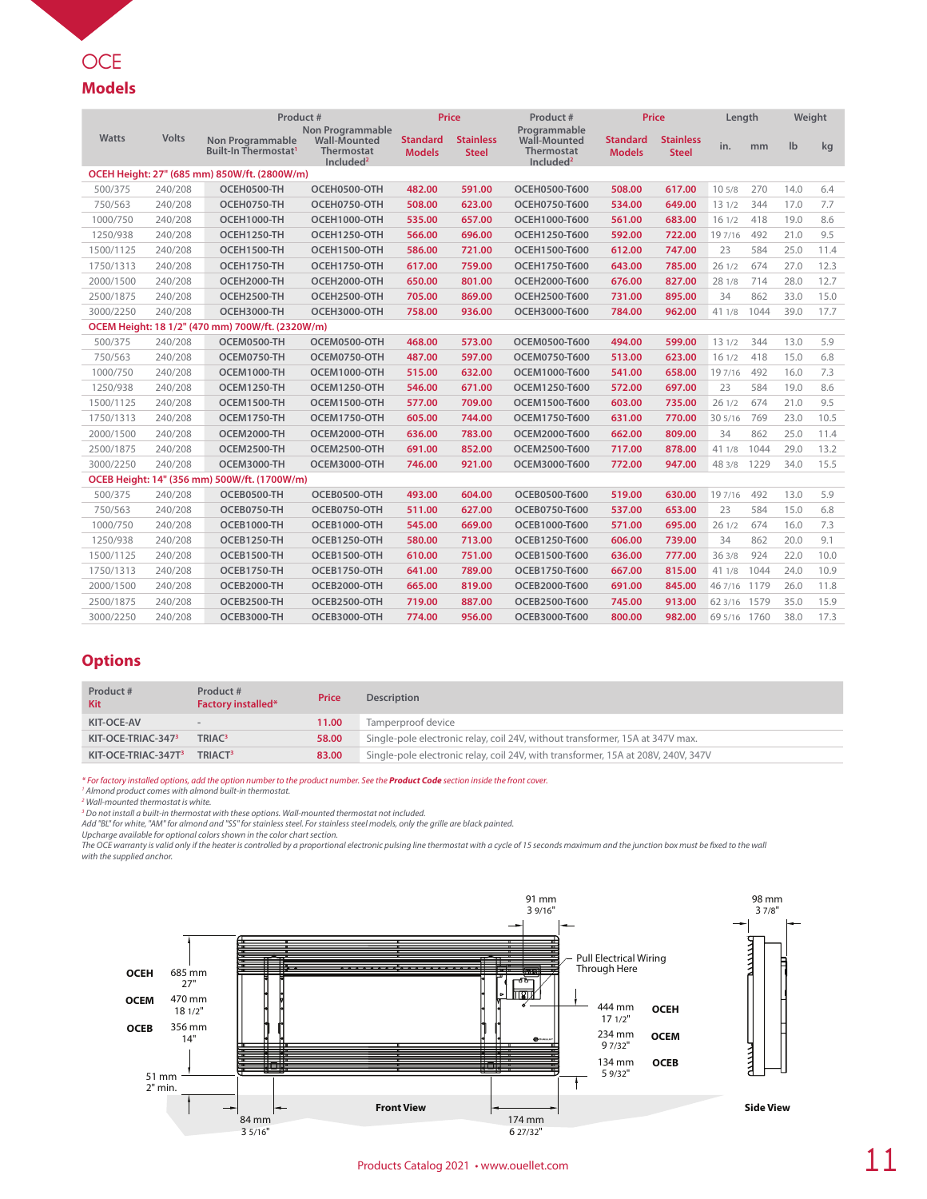# OCE

## Models

| Watts | Volts | Product # Non Programmable Built-In Thermostat[1] | Product # Non Programmable Wall-Mounted Thermostat Included[2] | Price Standard Models | Price Stainless Steel | Product # Programmable Wall-Mounted Thermostat Included[2] | Price Standard Models | Price Stainless Steel | Length in. | Length mm | Weight lb | Weight kg |
|---|---|---|---|---|---|---|---|---|---|---|---|---|
| **OCEH Height: 27" (685 mm) 850W/ft. (2800W/m)** | | | | | | | | | | | | |
| 500/375 | 240/208 | OCEH0500-TH | OCEH0500-OTH | 482.00 | 591.00 | OCEH0500-T600 | 508.00 | 617.00 | 10 5/8 | 270 | 14.0 | 6.4 |
| 750/563 | 240/208 | OCEH0750-TH | OCEH0750-OTH | 508.00 | 623.00 | OCEH0750-T600 | 534.00 | 649.00 | 13 1/2 | 344 | 17.0 | 7.7 |
| 1000/750 | 240/208 | OCEH1000-TH | OCEH1000-OTH | 535.00 | 657.00 | OCEH1000-T600 | 561.00 | 683.00 | 16 1/2 | 418 | 19.0 | 8.6 |
| 1250/938 | 240/208 | OCEH1250-TH | OCEH1250-OTH | 566.00 | 696.00 | OCEH1250-T600 | 592.00 | 722.00 | 19 7/16 | 492 | 21.0 | 9.5 |
| 1500/1125 | 240/208 | OCEH1500-TH | OCEH1500-OTH | 586.00 | 721.00 | OCEH1500-T600 | 612.00 | 747.00 | 23 | 584 | 25.0 | 11.4 |
| 1750/1313 | 240/208 | OCEH1750-TH | OCEH1750-OTH | 617.00 | 759.00 | OCEH1750-T600 | 643.00 | 785.00 | 26 1/2 | 674 | 27.0 | 12.3 |
| 2000/1500 | 240/208 | OCEH2000-TH | OCEH2000-OTH | 650.00 | 801.00 | OCEH2000-T600 | 676.00 | 827.00 | 28 1/8 | 714 | 28.0 | 12.7 |
| 2500/1875 | 240/208 | OCEH2500-TH | OCEH2500-OTH | 705.00 | 869.00 | OCEH2500-T600 | 731.00 | 895.00 | 34 | 862 | 33.0 | 15.0 |
| 3000/2250 | 240/208 | OCEH3000-TH | OCEH3000-OTH | 758.00 | 936.00 | OCEH3000-T600 | 784.00 | 962.00 | 41 1/8 | 1044 | 39.0 | 17.7 |
| **OCEM Height: 18 1/2" (470 mm) 700W/ft. (2320W/m)** | | | | | | | | | | | | |
| 500/375 | 240/208 | OCEM0500-TH | OCEM0500-OTH | 468.00 | 573.00 | OCEM0500-T600 | 494.00 | 599.00 | 13 1/2 | 344 | 13.0 | 5.9 |
| 750/563 | 240/208 | OCEM0750-TH | OCEM0750-OTH | 487.00 | 597.00 | OCEM0750-T600 | 513.00 | 623.00 | 16 1/2 | 418 | 15.0 | 6.8 |
| 1000/750 | 240/208 | OCEM1000-TH | OCEM1000-OTH | 515.00 | 632.00 | OCEM1000-T600 | 541.00 | 658.00 | 19 7/16 | 492 | 16.0 | 7.3 |
| 1250/938 | 240/208 | OCEM1250-TH | OCEM1250-OTH | 546.00 | 671.00 | OCEM1250-T600 | 572.00 | 697.00 | 23 | 584 | 19.0 | 8.6 |
| 1500/1125 | 240/208 | OCEM1500-TH | OCEM1500-OTH | 577.00 | 709.00 | OCEM1500-T600 | 603.00 | 735.00 | 26 1/2 | 674 | 21.0 | 9.5 |
| 1750/1313 | 240/208 | OCEM1750-TH | OCEM1750-OTH | 605.00 | 744.00 | OCEM1750-T600 | 631.00 | 770.00 | 30 5/16 | 769 | 23.0 | 10.5 |
| 2000/1500 | 240/208 | OCEM2000-TH | OCEM2000-OTH | 636.00 | 783.00 | OCEM2000-T600 | 662.00 | 809.00 | 34 | 862 | 25.0 | 11.4 |
| 2500/1875 | 240/208 | OCEM2500-TH | OCEM2500-OTH | 691.00 | 852.00 | OCEM2500-T600 | 717.00 | 878.00 | 41 1/8 | 1044 | 29.0 | 13.2 |
| 3000/2250 | 240/208 | OCEM3000-TH | OCEM3000-OTH | 746.00 | 921.00 | OCEM3000-T600 | 772.00 | 947.00 | 48 3/8 | 1229 | 34.0 | 15.5 |
| **OCEB Height: 14" (356 mm) 500W/ft. (1700W/m)** | | | | | | | | | | | | |
| 500/375 | 240/208 | OCEB0500-TH | OCEB0500-OTH | 493.00 | 604.00 | OCEB0500-T600 | 519.00 | 630.00 | 19 7/16 | 492 | 13.0 | 5.9 |
| 750/563 | 240/208 | OCEB0750-TH | OCEB0750-OTH | 511.00 | 627.00 | OCEB0750-T600 | 537.00 | 653.00 | 23 | 584 | 15.0 | 6.8 |
| 1000/750 | 240/208 | OCEB1000-TH | OCEB1000-OTH | 545.00 | 669.00 | OCEB1000-T600 | 571.00 | 695.00 | 26 1/2 | 674 | 16.0 | 7.3 |
| 1250/938 | 240/208 | OCEB1250-TH | OCEB1250-OTH | 580.00 | 713.00 | OCEB1250-T600 | 606.00 | 739.00 | 34 | 862 | 20.0 | 9.1 |
| 1500/1125 | 240/208 | OCEB1500-TH | OCEB1500-OTH | 610.00 | 751.00 | OCEB1500-T600 | 636.00 | 777.00 | 36 3/8 | 924 | 22.0 | 10.0 |
| 1750/1313 | 240/208 | OCEB1750-TH | OCEB1750-OTH | 641.00 | 789.00 | OCEB1750-T600 | 667.00 | 815.00 | 41 1/8 | 1044 | 24.0 | 10.9 |
| 2000/1500 | 240/208 | OCEB2000-TH | OCEB2000-OTH | 665.00 | 819.00 | OCEB2000-T600 | 691.00 | 845.00 | 46 7/16 | 1179 | 26.0 | 11.8 |
| 2500/1875 | 240/208 | OCEB2500-TH | OCEB2500-OTH | 719.00 | 887.00 | OCEB2500-T600 | 745.00 | 913.00 | 62 3/16 | 1579 | 35.0 | 15.9 |
| 3000/2250 | 240/208 | OCEB3000-TH | OCEB3000-OTH | 774.00 | 956.00 | OCEB3000-T600 | 800.00 | 982.00 | 69 5/16 | 1760 | 38.0 | 17.3 |

## Options

| Product # Kit | Product # Factory installed* | Price | Description |
|---|---|---|---|
| KIT-OCE-AV | - | 11.00 | Tamperproof device |
| KIT-OCE-TRIAC-347[3] | TRIAC[3] | 58.00 | Single-pole electronic relay, coil 24V, without transformer, 15A at 347V max. |
| KIT-OCE-TRIAC-347T[3] | TRIACT[3] | 83.00 | Single-pole electronic relay, coil 24V, with transformer, 15A at 208V, 240V, 347V |

*\* For factory installed options, add the option number to the product number. See the **Product Code** section inside the front cover.*
*[1] Almond product comes with almond built-in thermostat.*
*[2] Wall-mounted thermostat is white.*
*[3] Do not install a built-in thermostat with these options. Wall-mounted thermostat not included.*
*Add "BL" for white, "AM" for almond and "SS" for stainless steel. For stainless steel models, only the grille are black painted.*
*Upcharge available for optional colors shown in the color chart section.*
*The OCE warranty is valid only if the heater is controlled by a proportional electronic pulsing line thermostat with a cycle of 15 seconds maximum and the junction box must be fixed to the wall with the supplied anchor.*

91 mm
3 9/16"

98 mm
3 7/8"

OCEH 685 mm 27"
OCEM 470 mm 18 1/2"
OCEB 356 mm 14"

Pull Electrical Wiring Through Here

444 mm 17 1/2" OCEH
234 mm 9 7/32" OCEM
134 mm 5 9/32" OCEB

51 mm
2" min.

84 mm
3 5/16"

Front View

174 mm
6 27/32"

Side View